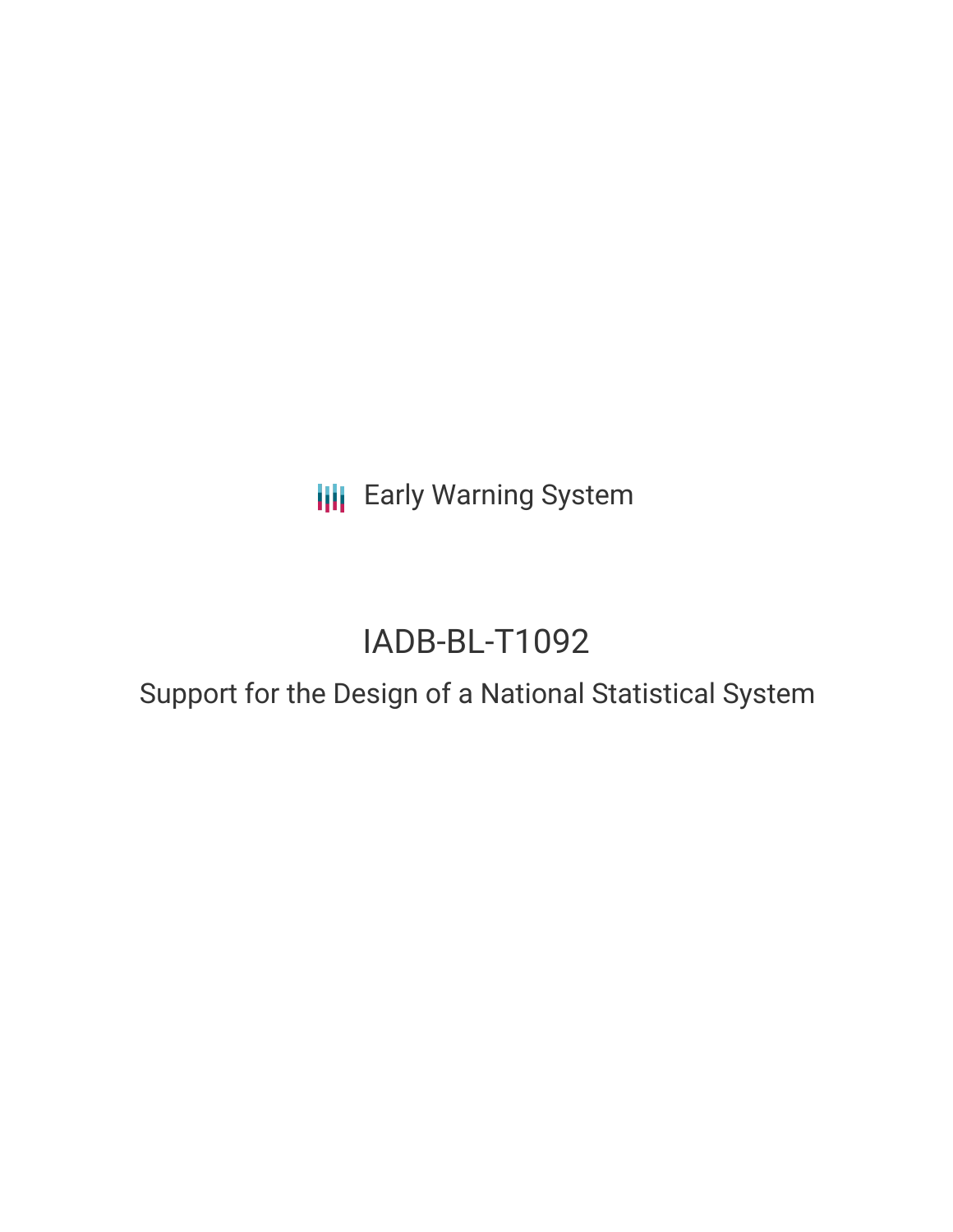Early Warning System

# IADB-BL-T1092

## Support for the Design of a National Statistical System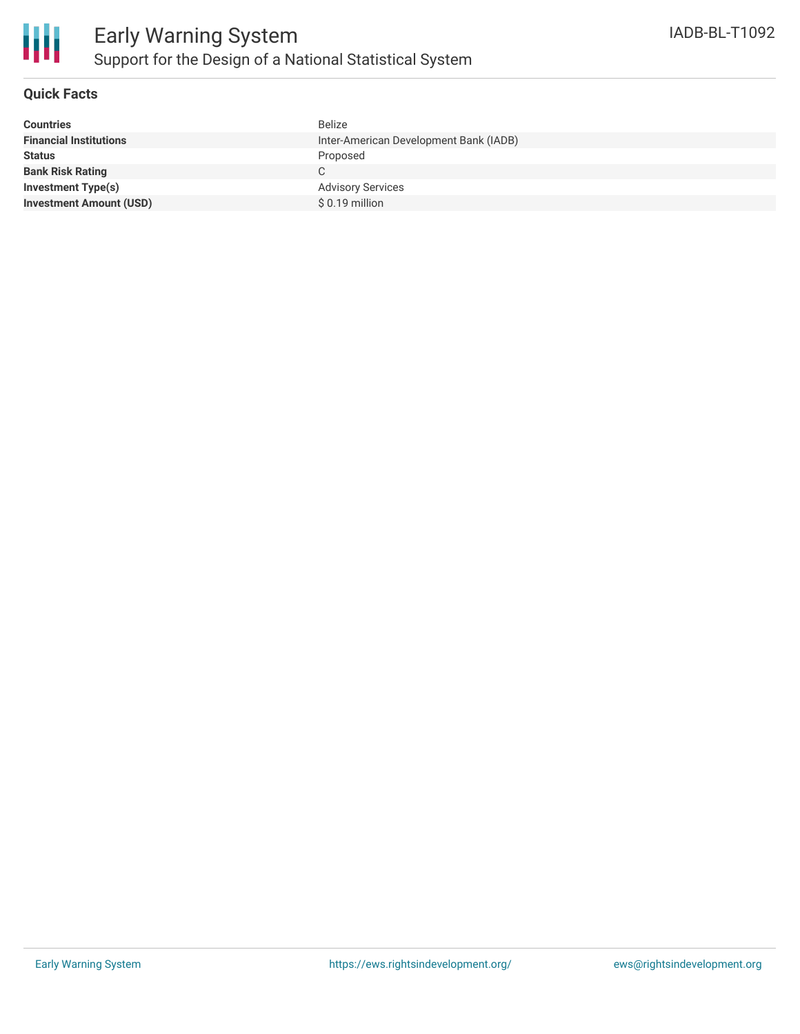# Early Warning System

## Support for the Design of a National Statistical System

IADB-BL-T1092

### Quick Facts

| | |
|---|---|
| **Countries** | Belize |
| **Financial Institutions** | Inter-American Development Bank (IADB) |
| **Status** | Proposed |
| **Bank Risk Rating** | C |
| **Investment Type(s)** | Advisory Services |
| **Investment Amount (USD)** | $ 0.19 million |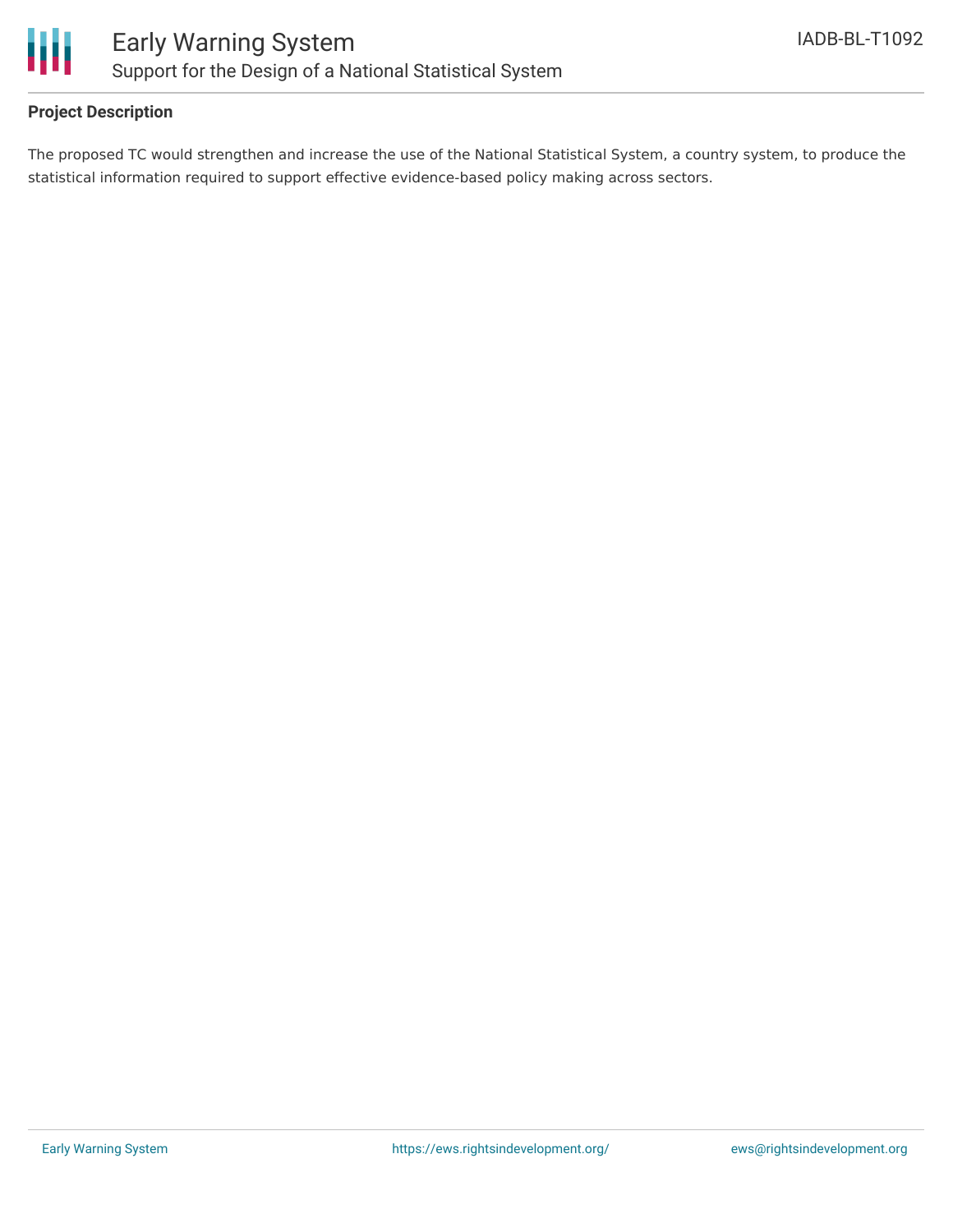**Project Description**

The proposed TC would strengthen and increase the use of the National Statistical System, a country system, to produce the statistical information required to support effective evidence-based policy making across sectors.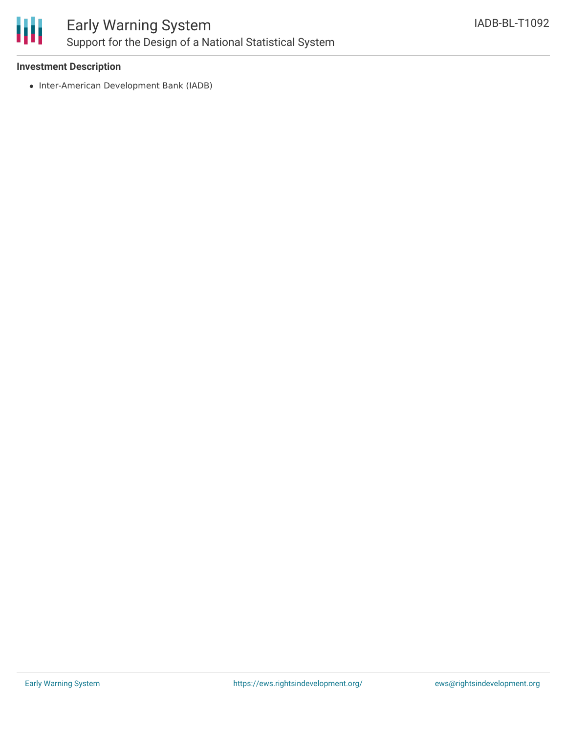**Investment Description**

- Inter-American Development Bank (IADB)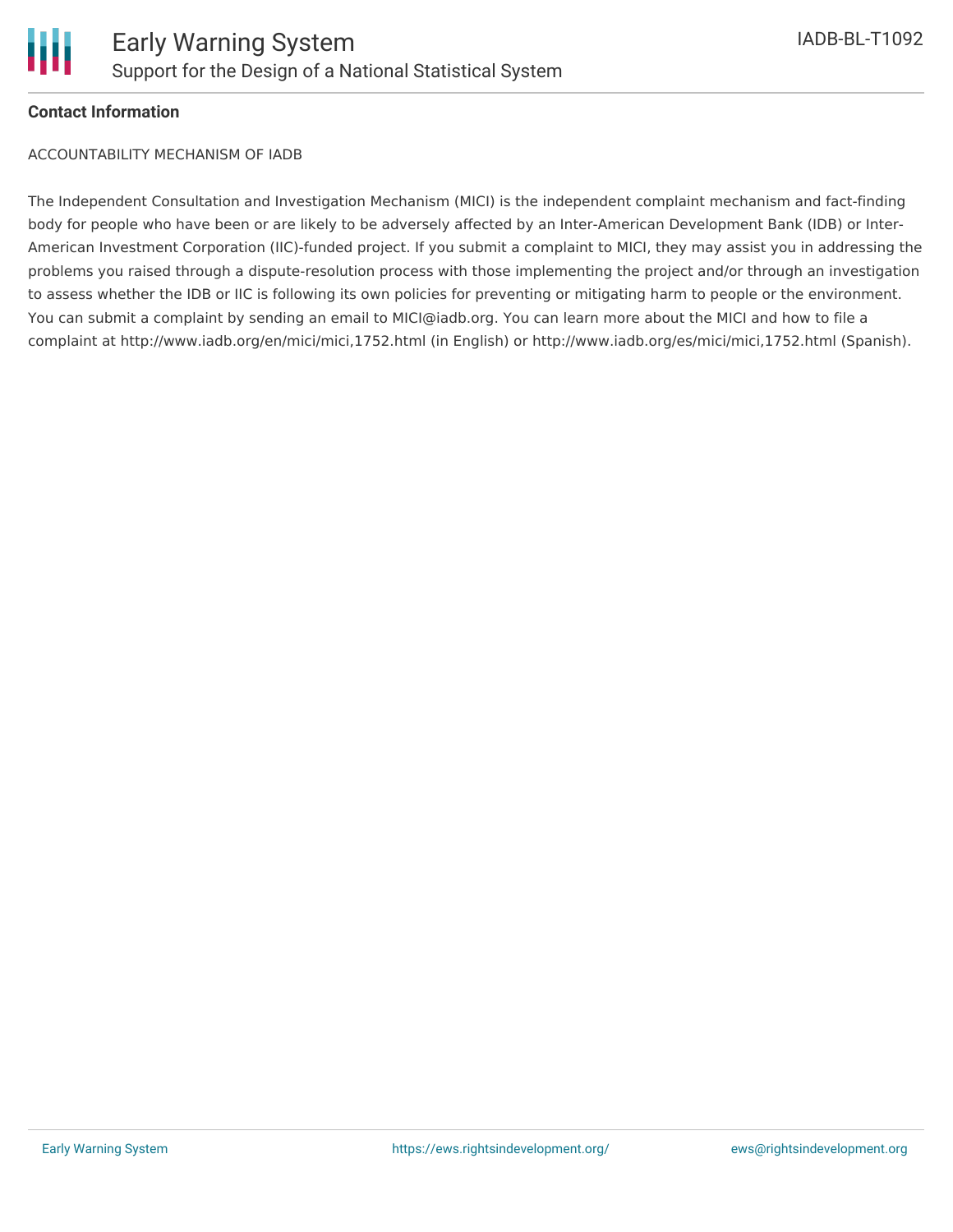**Contact Information**

ACCOUNTABILITY MECHANISM OF IADB

The Independent Consultation and Investigation Mechanism (MICI) is the independent complaint mechanism and fact-finding body for people who have been or are likely to be adversely affected by an Inter-American Development Bank (IDB) or Inter-American Investment Corporation (IIC)-funded project. If you submit a complaint to MICI, they may assist you in addressing the problems you raised through a dispute-resolution process with those implementing the project and/or through an investigation to assess whether the IDB or IIC is following its own policies for preventing or mitigating harm to people or the environment. You can submit a complaint by sending an email to MICI@iadb.org. You can learn more about the MICI and how to file a complaint at http://www.iadb.org/en/mici/mici,1752.html (in English) or http://www.iadb.org/es/mici/mici,1752.html (Spanish).